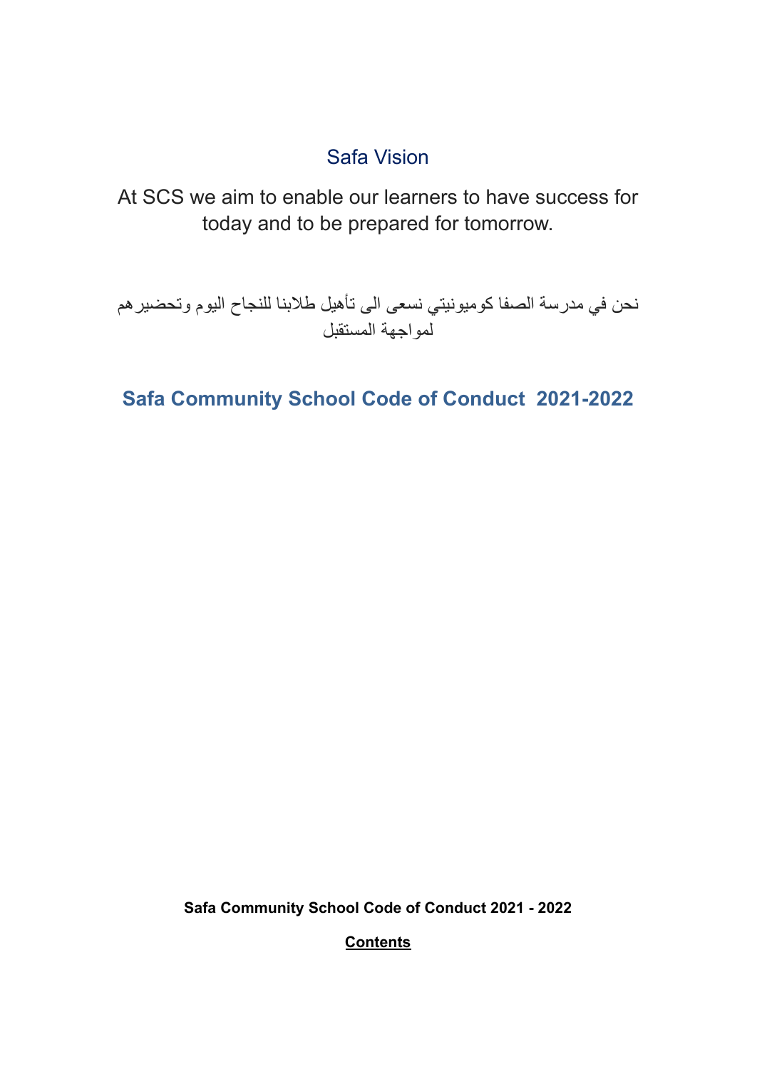## Safa Vision

At SCS we aim to enable our learners to have success for today and to be prepared for tomorrow.

نحن في مدرسة الصفا كوميونيتي نسعى الى تأهيل طلابنا للنجاح اليوم وتحضيرهم لمواجهة المستقبل

# Safa Community School Code of Conduct 2021-2022

**Safa Community School Code of Conduct 2021 - 2022**

**Contents**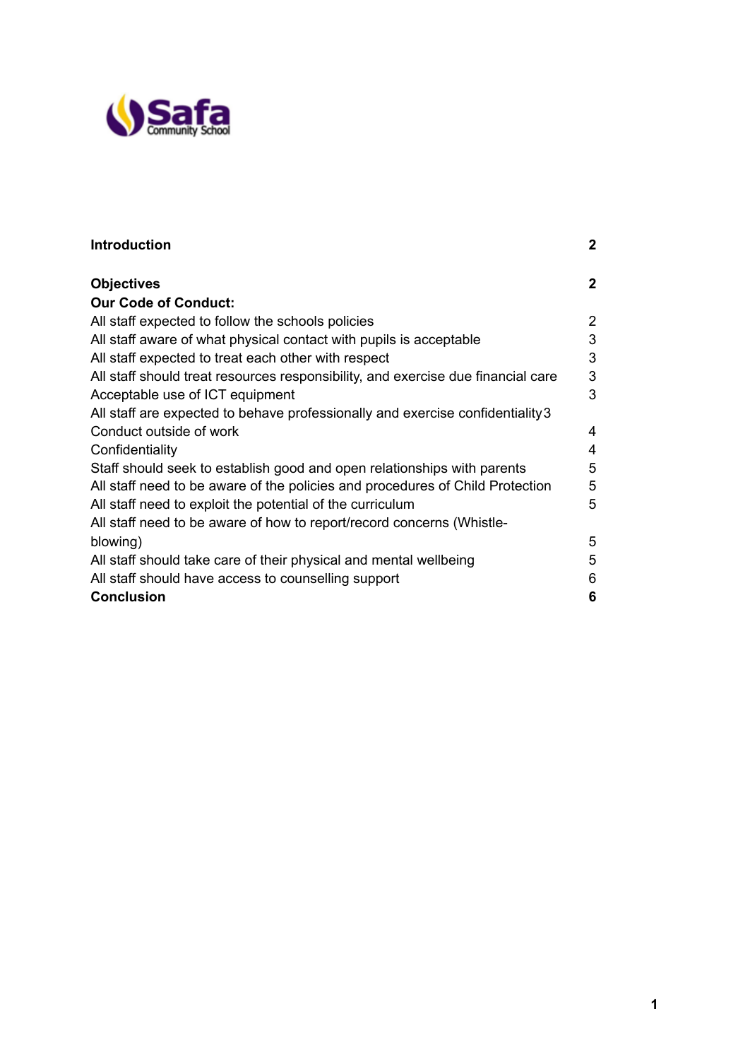| | |
|---|---|
| **Introduction** | **2** |
| **Objectives** | **2** |
| **Our Code of Conduct:** | |
| All staff expected to follow the schools policies | 2 |
| All staff aware of what physical contact with pupils is acceptable | 3 |
| All staff expected to treat each other with respect | 3 |
| All staff should treat resources responsibility, and exercise due financial care | 3 |
| Acceptable use of ICT equipment | 3 |
| All staff are expected to behave professionally and exercise confidentiality | 3 |
| Conduct outside of work | 4 |
| Confidentiality | 4 |
| Staff should seek to establish good and open relationships with parents | 5 |
| All staff need to be aware of the policies and procedures of Child Protection | 5 |
| All staff need to exploit the potential of the curriculum | 5 |
| All staff need to be aware of how to report/record concerns (Whistle-blowing) | 5 |
| All staff should take care of their physical and mental wellbeing | 5 |
| All staff should have access to counselling support | 6 |
| **Conclusion** | **6** |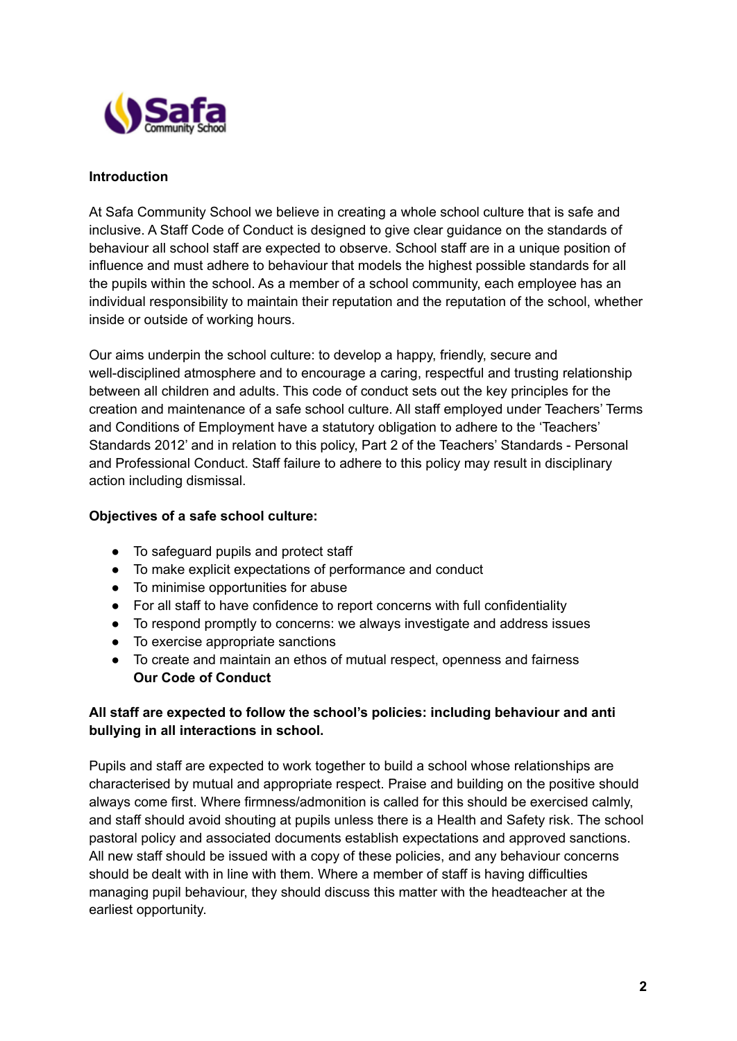## Introduction

At Safa Community School we believe in creating a whole school culture that is safe and inclusive. A Staff Code of Conduct is designed to give clear guidance on the standards of behaviour all school staff are expected to observe. School staff are in a unique position of influence and must adhere to behaviour that models the highest possible standards for all the pupils within the school. As a member of a school community, each employee has an individual responsibility to maintain their reputation and the reputation of the school, whether inside or outside of working hours.

Our aims underpin the school culture: to develop a happy, friendly, secure and well-disciplined atmosphere and to encourage a caring, respectful and trusting relationship between all children and adults. This code of conduct sets out the key principles for the creation and maintenance of a safe school culture. All staff employed under Teachers' Terms and Conditions of Employment have a statutory obligation to adhere to the 'Teachers' Standards 2012' and in relation to this policy, Part 2 of the Teachers' Standards - Personal and Professional Conduct. Staff failure to adhere to this policy may result in disciplinary action including dismissal.

**Objectives of a safe school culture:**

- To safeguard pupils and protect staff
- To make explicit expectations of performance and conduct
- To minimise opportunities for abuse
- For all staff to have confidence to report concerns with full confidentiality
- To respond promptly to concerns: we always investigate and address issues
- To exercise appropriate sanctions
- To create and maintain an ethos of mutual respect, openness and fairness

**Our Code of Conduct**

**All staff are expected to follow the school's policies: including behaviour and anti bullying in all interactions in school.**

Pupils and staff are expected to work together to build a school whose relationships are characterised by mutual and appropriate respect. Praise and building on the positive should always come first. Where firmness/admonition is called for this should be exercised calmly, and staff should avoid shouting at pupils unless there is a Health and Safety risk. The school pastoral policy and associated documents establish expectations and approved sanctions. All new staff should be issued with a copy of these policies, and any behaviour concerns should be dealt with in line with them. Where a member of staff is having difficulties managing pupil behaviour, they should discuss this matter with the headteacher at the earliest opportunity.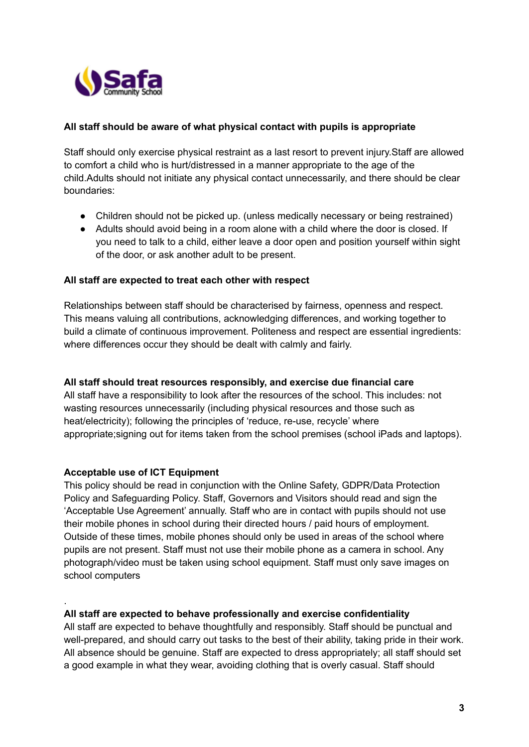**All staff should be aware of what physical contact with pupils is appropriate**

Staff should only exercise physical restraint as a last resort to prevent injury.Staff are allowed to comfort a child who is hurt/distressed in a manner appropriate to the age of the child.Adults should not initiate any physical contact unnecessarily, and there should be clear boundaries:

- Children should not be picked up. (unless medically necessary or being restrained)
- Adults should avoid being in a room alone with a child where the door is closed. If you need to talk to a child, either leave a door open and position yourself within sight of the door, or ask another adult to be present.

**All staff are expected to treat each other with respect**

Relationships between staff should be characterised by fairness, openness and respect. This means valuing all contributions, acknowledging differences, and working together to build a climate of continuous improvement. Politeness and respect are essential ingredients: where differences occur they should be dealt with calmly and fairly.

**All staff should treat resources responsibly, and exercise due financial care**

All staff have a responsibility to look after the resources of the school. This includes: not wasting resources unnecessarily (including physical resources and those such as heat/electricity); following the principles of 'reduce, re-use, recycle' where appropriate;signing out for items taken from the school premises (school iPads and laptops).

**Acceptable use of ICT Equipment**

This policy should be read in conjunction with the Online Safety, GDPR/Data Protection Policy and Safeguarding Policy. Staff, Governors and Visitors should read and sign the 'Acceptable Use Agreement' annually. Staff who are in contact with pupils should not use their mobile phones in school during their directed hours / paid hours of employment. Outside of these times, mobile phones should only be used in areas of the school where pupils are not present. Staff must not use their mobile phone as a camera in school. Any photograph/video must be taken using school equipment. Staff must only save images on school computers

.

**All staff are expected to behave professionally and exercise confidentiality**

All staff are expected to behave thoughtfully and responsibly. Staff should be punctual and well-prepared, and should carry out tasks to the best of their ability, taking pride in their work. All absence should be genuine. Staff are expected to dress appropriately; all staff should set a good example in what they wear, avoiding clothing that is overly casual. Staff should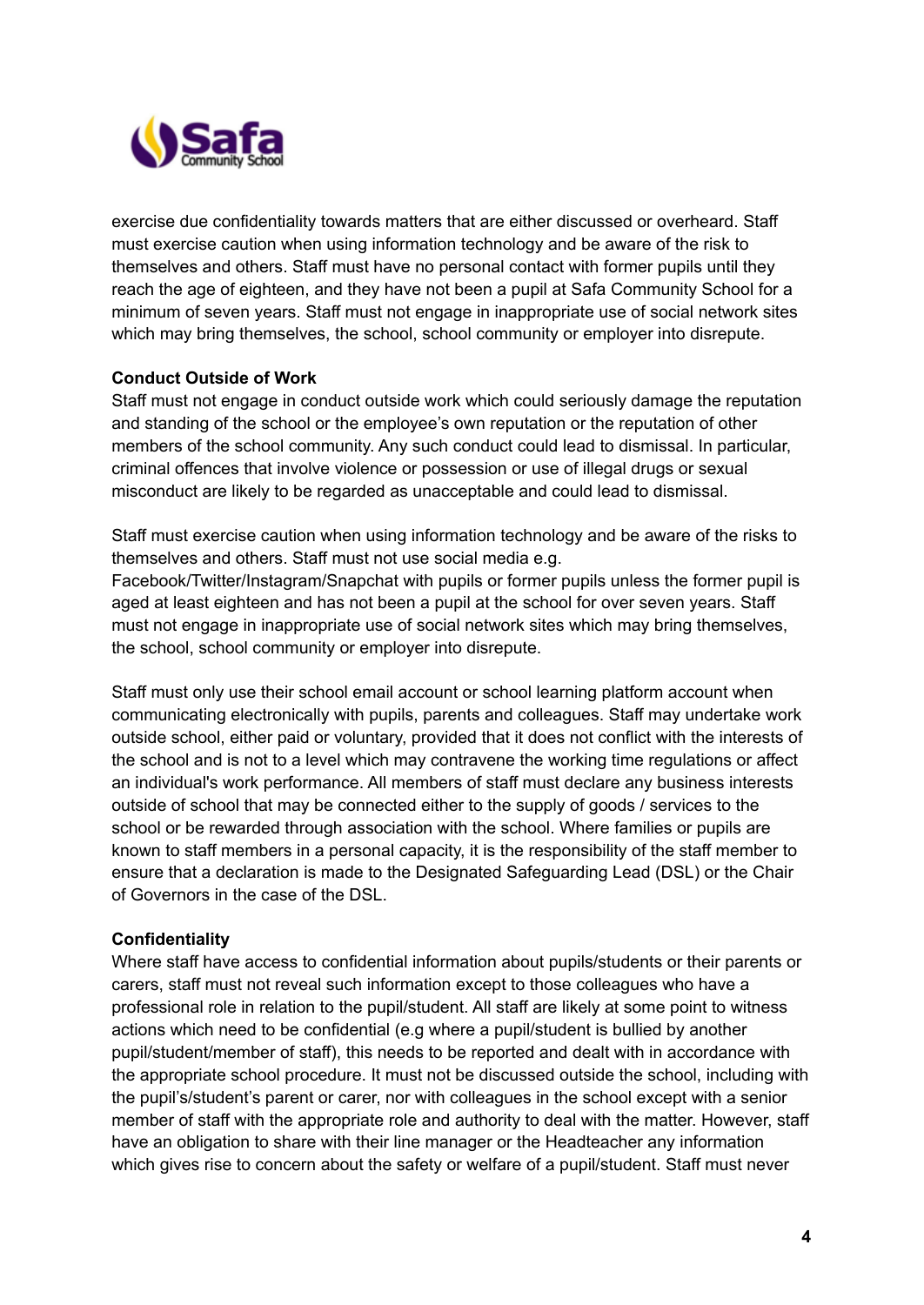exercise due confidentiality towards matters that are either discussed or overheard. Staff must exercise caution when using information technology and be aware of the risk to themselves and others. Staff must have no personal contact with former pupils until they reach the age of eighteen, and they have not been a pupil at Safa Community School for a minimum of seven years. Staff must not engage in inappropriate use of social network sites which may bring themselves, the school, school community or employer into disrepute.

**Conduct Outside of Work**

Staff must not engage in conduct outside work which could seriously damage the reputation and standing of the school or the employee's own reputation or the reputation of other members of the school community. Any such conduct could lead to dismissal. In particular, criminal offences that involve violence or possession or use of illegal drugs or sexual misconduct are likely to be regarded as unacceptable and could lead to dismissal.

Staff must exercise caution when using information technology and be aware of the risks to themselves and others. Staff must not use social media e.g. Facebook/Twitter/Instagram/Snapchat with pupils or former pupils unless the former pupil is aged at least eighteen and has not been a pupil at the school for over seven years. Staff must not engage in inappropriate use of social network sites which may bring themselves, the school, school community or employer into disrepute.

Staff must only use their school email account or school learning platform account when communicating electronically with pupils, parents and colleagues. Staff may undertake work outside school, either paid or voluntary, provided that it does not conflict with the interests of the school and is not to a level which may contravene the working time regulations or affect an individual's work performance. All members of staff must declare any business interests outside of school that may be connected either to the supply of goods / services to the school or be rewarded through association with the school. Where families or pupils are known to staff members in a personal capacity, it is the responsibility of the staff member to ensure that a declaration is made to the Designated Safeguarding Lead (DSL) or the Chair of Governors in the case of the DSL.

**Confidentiality**

Where staff have access to confidential information about pupils/students or their parents or carers, staff must not reveal such information except to those colleagues who have a professional role in relation to the pupil/student. All staff are likely at some point to witness actions which need to be confidential (e.g where a pupil/student is bullied by another pupil/student/member of staff), this needs to be reported and dealt with in accordance with the appropriate school procedure. It must not be discussed outside the school, including with the pupil's/student's parent or carer, nor with colleagues in the school except with a senior member of staff with the appropriate role and authority to deal with the matter. However, staff have an obligation to share with their line manager or the Headteacher any information which gives rise to concern about the safety or welfare of a pupil/student. Staff must never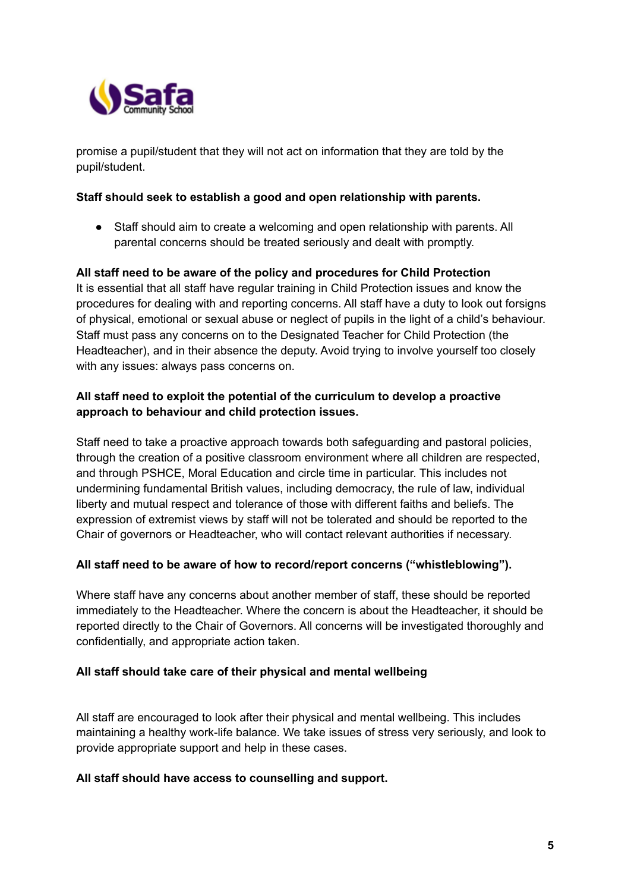promise a pupil/student that they will not act on information that they are told by the pupil/student.

**Staff should seek to establish a good and open relationship with parents.**

- Staff should aim to create a welcoming and open relationship with parents. All parental concerns should be treated seriously and dealt with promptly.

**All staff need to be aware of the policy and procedures for Child Protection**
It is essential that all staff have regular training in Child Protection issues and know the procedures for dealing with and reporting concerns. All staff have a duty to look out forsigns of physical, emotional or sexual abuse or neglect of pupils in the light of a child's behaviour. Staff must pass any concerns on to the Designated Teacher for Child Protection (the Headteacher), and in their absence the deputy. Avoid trying to involve yourself too closely with any issues: always pass concerns on.

**All staff need to exploit the potential of the curriculum to develop a proactive approach to behaviour and child protection issues.**

Staff need to take a proactive approach towards both safeguarding and pastoral policies, through the creation of a positive classroom environment where all children are respected, and through PSHCE, Moral Education and circle time in particular. This includes not undermining fundamental British values, including democracy, the rule of law, individual liberty and mutual respect and tolerance of those with different faiths and beliefs. The expression of extremist views by staff will not be tolerated and should be reported to the Chair of governors or Headteacher, who will contact relevant authorities if necessary.

**All staff need to be aware of how to record/report concerns ("whistleblowing").**

Where staff have any concerns about another member of staff, these should be reported immediately to the Headteacher. Where the concern is about the Headteacher, it should be reported directly to the Chair of Governors. All concerns will be investigated thoroughly and confidentially, and appropriate action taken.

**All staff should take care of their physical and mental wellbeing**

All staff are encouraged to look after their physical and mental wellbeing. This includes maintaining a healthy work-life balance. We take issues of stress very seriously, and look to provide appropriate support and help in these cases.

**All staff should have access to counselling and support.**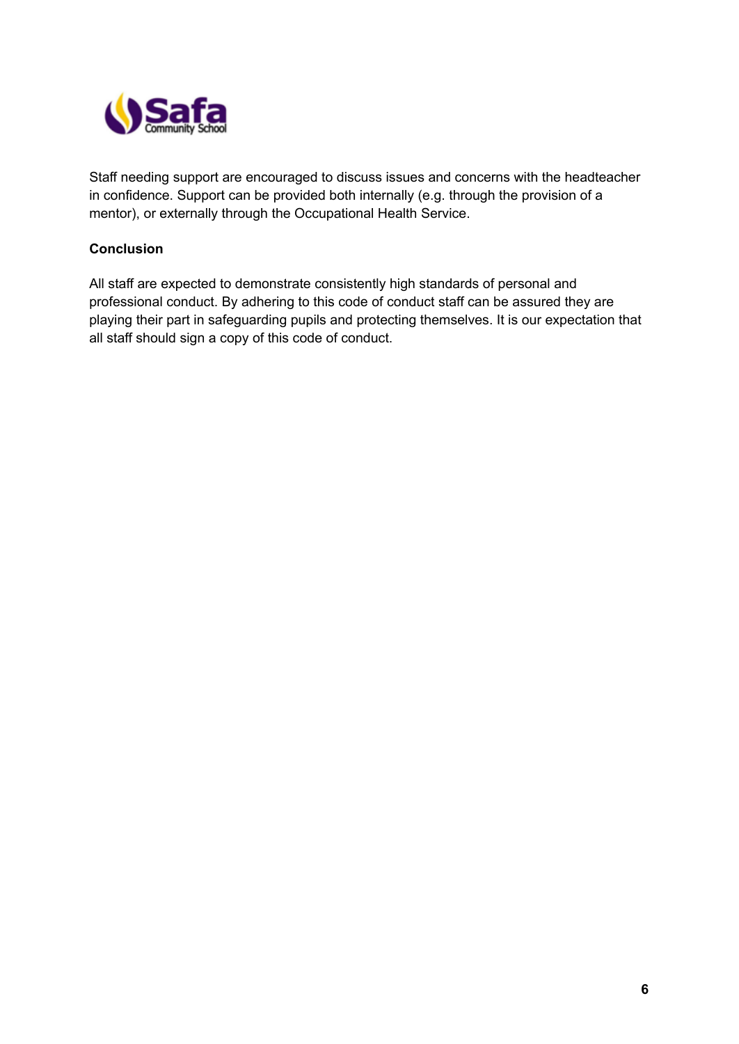Staff needing support are encouraged to discuss issues and concerns with the headteacher in confidence. Support can be provided both internally (e.g. through the provision of a mentor), or externally through the Occupational Health Service.

**Conclusion**

All staff are expected to demonstrate consistently high standards of personal and professional conduct. By adhering to this code of conduct staff can be assured they are playing their part in safeguarding pupils and protecting themselves. It is our expectation that all staff should sign a copy of this code of conduct.